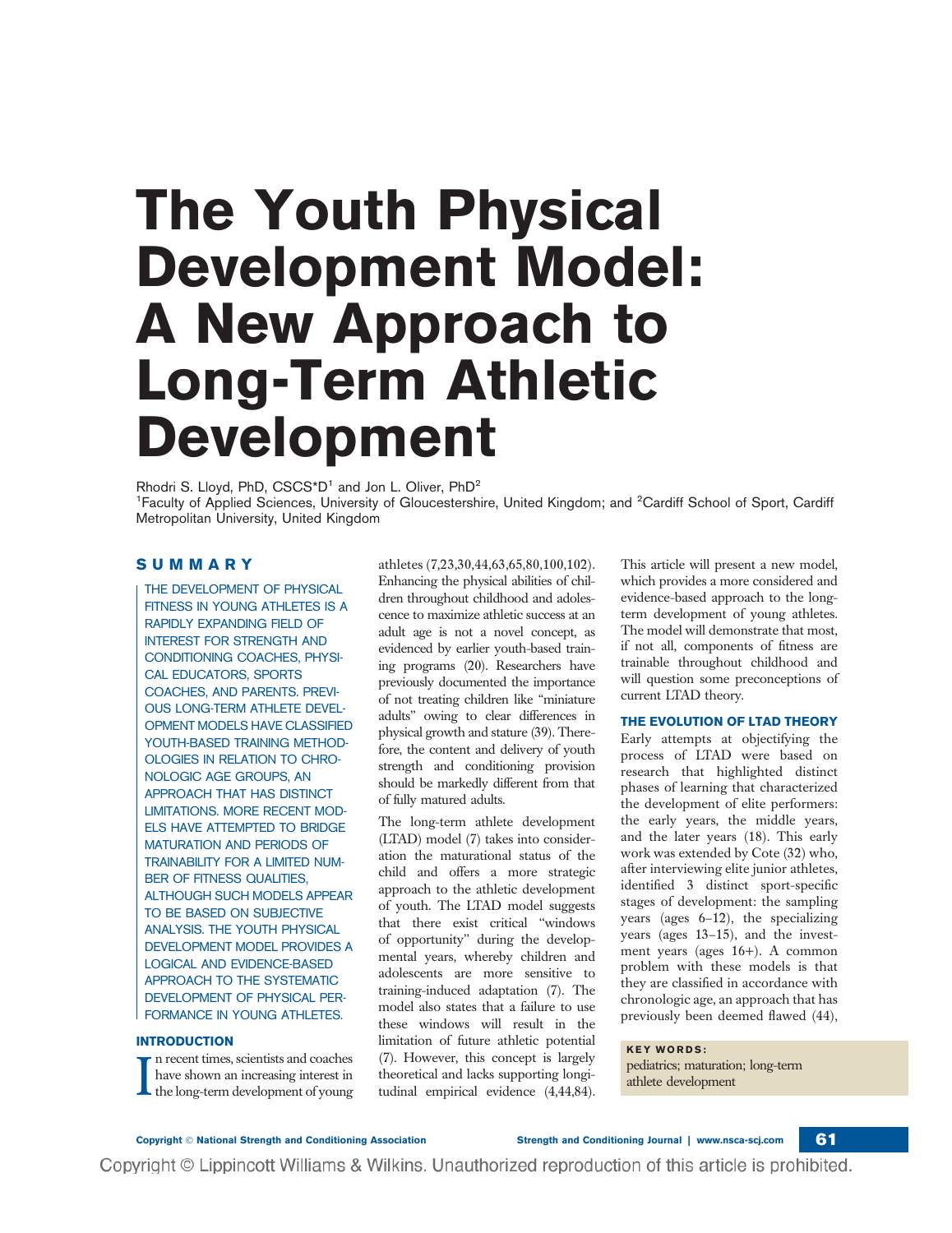# The Youth Physical Development Model: A New Approach to Long-Term Athletic Development

Rhodri S. Lloyd, PhD, CSCS*D[1] and Jon L. Oliver, PhD[2]

[1]Faculty of Applied Sciences, University of Gloucestershire, United Kingdom; and [2]Cardiff School of Sport, Cardiff Metropolitan University, United Kingdom

## SUMMARY

THE DEVELOPMENT OF PHYSICAL FITNESS IN YOUNG ATHLETES IS A RAPIDLY EXPANDING FIELD OF INTEREST FOR STRENGTH AND CONDITIONING COACHES, PHYSICAL EDUCATORS, SPORTS COACHES, AND PARENTS. PREVIOUS LONG-TERM ATHLETE DEVELOPMENT MODELS HAVE CLASSIFIED YOUTH-BASED TRAINING METHODOLOGIES IN RELATION TO CHRONOLOGIC AGE GROUPS, AN APPROACH THAT HAS DISTINCT LIMITATIONS. MORE RECENT MODELS HAVE ATTEMPTED TO BRIDGE MATURATION AND PERIODS OF TRAINABILITY FOR A LIMITED NUMBER OF FITNESS QUALITIES, ALTHOUGH SUCH MODELS APPEAR TO BE BASED ON SUBJECTIVE ANALYSIS. THE YOUTH PHYSICAL DEVELOPMENT MODEL PROVIDES A LOGICAL AND EVIDENCE-BASED APPROACH TO THE SYSTEMATIC DEVELOPMENT OF PHYSICAL PERFORMANCE IN YOUNG ATHLETES.

## INTRODUCTION

In recent times, scientists and coaches have shown an increasing interest in the long-term development of young athletes (7,23,30,44,63,65,80,100,102). Enhancing the physical abilities of children throughout childhood and adolescence to maximize athletic success at an adult age is not a novel concept, as evidenced by earlier youth-based training programs (20). Researchers have previously documented the importance of not treating children like "miniature adults" owing to clear differences in physical growth and stature (39). Therefore, the content and delivery of youth strength and conditioning provision should be markedly different from that of fully matured adults.

The long-term athlete development (LTAD) model (7) takes into consideration the maturational status of the child and offers a more strategic approach to the athletic development of youth. The LTAD model suggests that there exist critical "windows of opportunity" during the developmental years, whereby children and adolescents are more sensitive to training-induced adaptation (7). The model also states that a failure to use these windows will result in the limitation of future athletic potential (7). However, this concept is largely theoretical and lacks supporting longitudinal empirical evidence (4,44,84).

This article will present a new model, which provides a more considered and evidence-based approach to the long-term development of young athletes. The model will demonstrate that most, if not all, components of fitness are trainable throughout childhood and will question some preconceptions of current LTAD theory.

## THE EVOLUTION OF LTAD THEORY

Early attempts at objectifying the process of LTAD were based on research that highlighted distinct phases of learning that characterized the development of elite performers: the early years, the middle years, and the later years (18). This early work was extended by Cote (32) who, after interviewing elite junior athletes, identified 3 distinct sport-specific stages of development: the sampling years (ages 6–12), the specializing years (ages 13–15), and the investment years (ages 16+). A common problem with these models is that they are classified in accordance with chronologic age, an approach that has previously been deemed flawed (44),

**KEY WORDS:**
pediatrics; maturation; long-term athlete development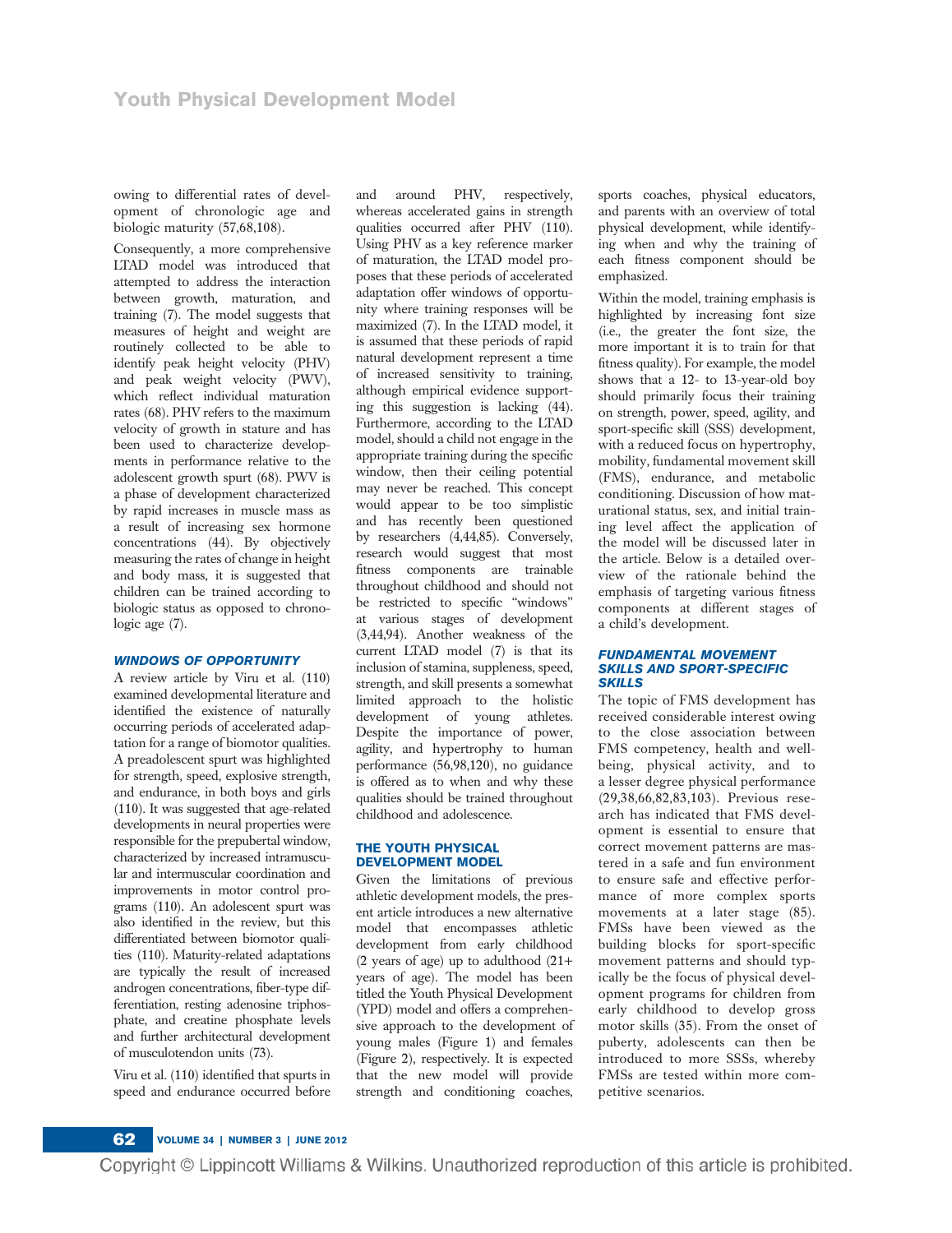owing to differential rates of development of chronologic age and biologic maturity (57,68,108).

Consequently, a more comprehensive LTAD model was introduced that attempted to address the interaction between growth, maturation, and training (7). The model suggests that measures of height and weight are routinely collected to be able to identify peak height velocity (PHV) and peak weight velocity (PWV), which reflect individual maturation rates (68). PHV refers to the maximum velocity of growth in stature and has been used to characterize developments in performance relative to the adolescent growth spurt (68). PWV is a phase of development characterized by rapid increases in muscle mass as a result of increasing sex hormone concentrations (44). By objectively measuring the rates of change in height and body mass, it is suggested that children can be trained according to biologic status as opposed to chronologic age (7).

### WINDOWS OF OPPORTUNITY

A review article by Viru et al. (110) examined developmental literature and identified the existence of naturally occurring periods of accelerated adaptation for a range of biomotor qualities. A preadolescent spurt was highlighted for strength, speed, explosive strength, and endurance, in both boys and girls (110). It was suggested that age-related developments in neural properties were responsible for the prepubertal window, characterized by increased intramuscular and intermuscular coordination and improvements in motor control programs (110). An adolescent spurt was also identified in the review, but this differentiated between biomotor qualities (110). Maturity-related adaptations are typically the result of increased androgen concentrations, fiber-type differentiation, resting adenosine triphosphate, and creatine phosphate levels and further architectural development of musculotendon units (73).

Viru et al. (110) identified that spurts in speed and endurance occurred before and around PHV, respectively, whereas accelerated gains in strength qualities occurred after PHV (110). Using PHV as a key reference marker of maturation, the LTAD model proposes that these periods of accelerated adaptation offer windows of opportunity where training responses will be maximized (7). In the LTAD model, it is assumed that these periods of rapid natural development represent a time of increased sensitivity to training, although empirical evidence supporting this suggestion is lacking (44). Furthermore, according to the LTAD model, should a child not engage in the appropriate training during the specific window, then their ceiling potential may never be reached. This concept would appear to be too simplistic and has recently been questioned by researchers (4,44,85). Conversely, research would suggest that most fitness components are trainable throughout childhood and should not be restricted to specific "windows" at various stages of development (3,44,94). Another weakness of the current LTAD model (7) is that its inclusion of stamina, suppleness, speed, strength, and skill presents a somewhat limited approach to the holistic development of young athletes. Despite the importance of power, agility, and hypertrophy to human performance (56,98,120), no guidance is offered as to when and why these qualities should be trained throughout childhood and adolescence.

### THE YOUTH PHYSICAL DEVELOPMENT MODEL

Given the limitations of previous athletic development models, the present article introduces a new alternative model that encompasses athletic development from early childhood (2 years of age) up to adulthood (21+ years of age). The model has been titled the Youth Physical Development (YPD) model and offers a comprehensive approach to the development of young males (Figure 1) and females (Figure 2), respectively. It is expected that the new model will provide strength and conditioning coaches, sports coaches, physical educators, and parents with an overview of total physical development, while identifying when and why the training of each fitness component should be emphasized.

Within the model, training emphasis is highlighted by increasing font size (i.e., the greater the font size, the more important it is to train for that fitness quality). For example, the model shows that a 12- to 13-year-old boy should primarily focus their training on strength, power, speed, agility, and sport-specific skill (SSS) development, with a reduced focus on hypertrophy, mobility, fundamental movement skill (FMS), endurance, and metabolic conditioning. Discussion of how maturational status, sex, and initial training level affect the application of the model will be discussed later in the article. Below is a detailed overview of the rationale behind the emphasis of targeting various fitness components at different stages of a child's development.

### FUNDAMENTAL MOVEMENT SKILLS AND SPORT-SPECIFIC SKILLS

The topic of FMS development has received considerable interest owing to the close association between FMS competency, health and well-being, physical activity, and to a lesser degree physical performance (29,38,66,82,83,103). Previous research has indicated that FMS development is essential to ensure that correct movement patterns are mastered in a safe and fun environment to ensure safe and effective performance of more complex sports movements at a later stage (85). FMSs have been viewed as the building blocks for sport-specific movement patterns and should typically be the focus of physical development programs for children from early childhood to develop gross motor skills (35). From the onset of puberty, adolescents can then be introduced to more SSSs, whereby FMSs are tested within more competitive scenarios.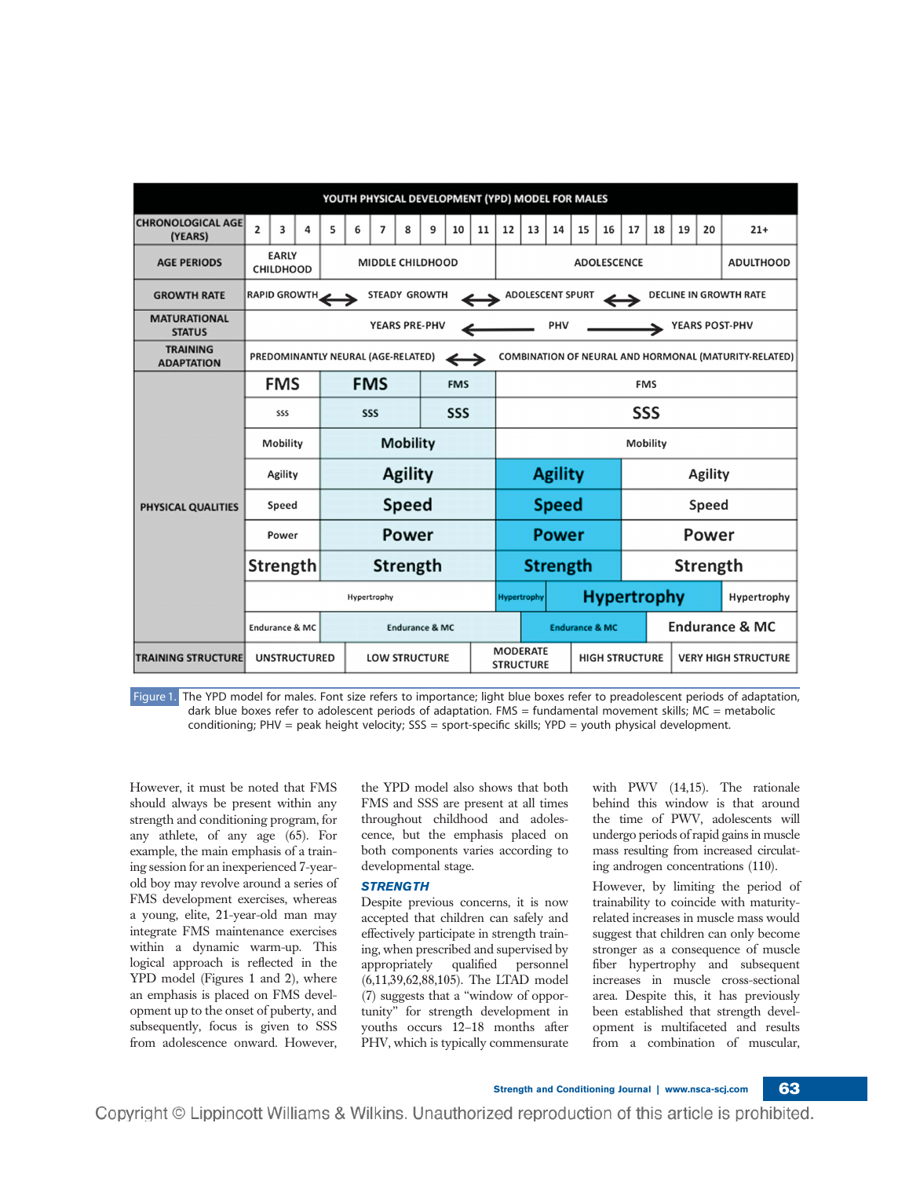| YOUTH PHYSICAL DEVELOPMENT (YPD) MODEL FOR MALES | | | | | | | | | | | | | | | | | | | | |
|---|---|---|---|---|---|---|---|---|---|---|---|---|---|---|---|---|---|---|---|---|
| CHRONOLOGICAL AGE (YEARS) | 2 | 3 | 4 | 5 | 6 | 7 | 8 | 9 | 10 | 11 | 12 | 13 | 14 | 15 | 16 | 17 | 18 | 19 | 20 | 21+ |
| AGE PERIODS | EARLY CHILDHOOD | | | MIDDLE CHILDHOOD | | | | | | | ADOLESCENCE | | | | | | | | | ADULTHOOD |
| GROWTH RATE | RAPID GROWTH ↔ STEADY GROWTH ↔ ADOLESCENT SPURT ↔ DECLINE IN GROWTH RATE | | | | | | | | | | | | | | | | | | | |
| MATURATIONAL STATUS | YEARS PRE-PHV ← PHV → YEARS POST-PHV | | | | | | | | | | | | | | | | | | | |
| TRAINING ADAPTATION | PREDOMINANTLY NEURAL (AGE-RELATED) ↔ COMBINATION OF NEURAL AND HORMONAL (MATURITY-RELATED) | | | | | | | | | | | | | | | | | | | |
| PHYSICAL QUALITIES | FMS | | | FMS | | | | FMS | | | FMS | | | | | | | | | |
| | SSS | | | SSS | | | | SSS | | | SSS | | | | | | | | | |
| | Mobility | | | Mobility | | | | | | | Mobility | | | | | | | | | |
| | Agility | | | Agility | | | | | | | Agility | | | | | Agility | | | | |
| | Speed | | | Speed | | | | | | | Speed | | | | | Speed | | | | |
| | Power | | | Power | | | | | | | Power | | | | | Power | | | | |
| | Strength | | | Strength | | | | | | | Strength | | | | | Strength | | | | |
| | Hypertrophy | | | | | | | | | | Hypertrophy | | Hypertrophy | | | | | | | Hypertrophy |
| | Endurance & MC | | | Endurance & MC | | | | | | | | Endurance & MC | | | | | Endurance & MC | | | |
| TRAINING STRUCTURE | UNSTRUCTURED | | | | LOW STRUCTURE | | | | | MODERATE STRUCTURE | | | HIGH STRUCTURE | | | | VERY HIGH STRUCTURE | | | |

Figure 1. The YPD model for males. Font size refers to importance; light blue boxes refer to preadolescent periods of adaptation, dark blue boxes refer to adolescent periods of adaptation. FMS = fundamental movement skills; MC = metabolic conditioning; PHV = peak height velocity; SSS = sport-specific skills; YPD = youth physical development.

However, it must be noted that FMS should always be present within any strength and conditioning program, for any athlete, of any age (65). For example, the main emphasis of a training session for an inexperienced 7-year-old boy may revolve around a series of FMS development exercises, whereas a young, elite, 21-year-old man may integrate FMS maintenance exercises within a dynamic warm-up. This logical approach is reflected in the YPD model (Figures 1 and 2), where an emphasis is placed on FMS development up to the onset of puberty, and subsequently, focus is given to SSS from adolescence onward. However, the YPD model also shows that both FMS and SSS are present at all times throughout childhood and adolescence, but the emphasis placed on both components varies according to developmental stage.

## STRENGTH

Despite previous concerns, it is now accepted that children can safely and effectively participate in strength training, when prescribed and supervised by appropriately qualified personnel (6,11,39,62,88,105). The LTAD model (7) suggests that a "window of opportunity" for strength development in youths occurs 12–18 months after PHV, which is typically commensurate with PWV (14,15). The rationale behind this window is that around the time of PWV, adolescents will undergo periods of rapid gains in muscle mass resulting from increased circulating androgen concentrations (110).

However, by limiting the period of trainability to coincide with maturity-related increases in muscle mass would suggest that children can only become stronger as a consequence of muscle fiber hypertrophy and subsequent increases in muscle cross-sectional area. Despite this, it has previously been established that strength development is multifaceted and results from a combination of muscular,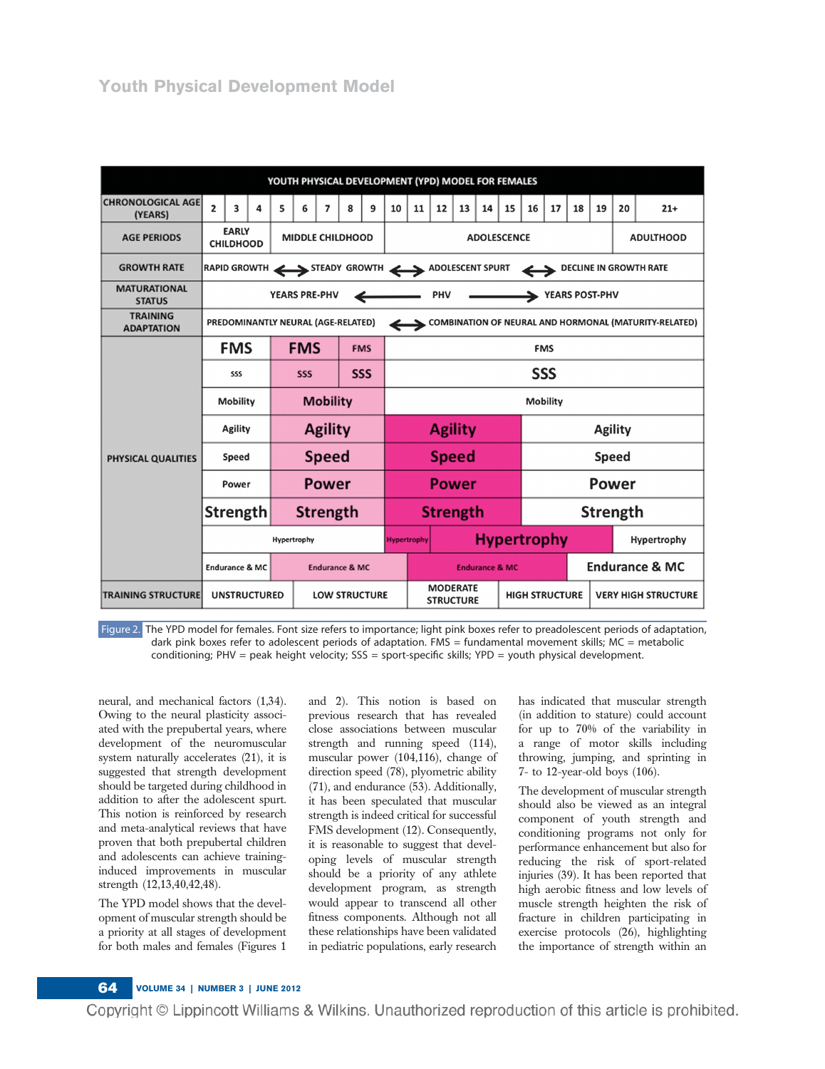| YOUTH PHYSICAL DEVELOPMENT (YPD) MODEL FOR FEMALES | | | | | | | | | | | | | | | | | | | | |
|---|---|---|---|---|---|---|---|---|---|---|---|---|---|---|---|---|---|---|---|---|
| CHRONOLOGICAL AGE (YEARS) | 2 | 3 | 4 | 5 | 6 | 7 | 8 | 9 | 10 | 11 | 12 | 13 | 14 | 15 | 16 | 17 | 18 | 19 | 20 | 21+ |
| AGE PERIODS | EARLY CHILDHOOD | | | MIDDLE CHILDHOOD | | | | | ADOLESCENCE | | | | | | | | | | ADULTHOOD | |
| GROWTH RATE | RAPID GROWTH ←→ STEADY GROWTH ←→ ADOLESCENT SPURT ←→ DECLINE IN GROWTH RATE | | | | | | | | | | | | | | | | | | | |
| MATURATIONAL STATUS | YEARS PRE-PHV ← PHV → YEARS POST-PHV | | | | | | | | | | | | | | | | | | | |
| TRAINING ADAPTATION | PREDOMINANTLY NEURAL (AGE-RELATED) ←→ COMBINATION OF NEURAL AND HORMONAL (MATURITY-RELATED) | | | | | | | | | | | | | | | | | | | |
| PHYSICAL QUALITIES | FMS | | | FMS | | | FMS | | FMS | | | | | | | | | | | |
| | SSS | | | SSS | | | SSS | | SSS | | | | | | | | | | | |
| | Mobility | | | Mobility | | | | | Mobility | | | | | | | | | | | |
| | Agility | | | Agility | | | | | Agility | | | | | | Agility | | | | | |
| | Speed | | | Speed | | | | | Speed | | | | | | Speed | | | | | |
| | Power | | | Power | | | | | Power | | | | | | Power | | | | | |
| | Strength | | | Strength | | | | | Strength | | | | | | Strength | | | | | |
| | Hypertrophy | | | | | | | | Hypertrophy | | Hypertrophy | | | | | | | | Hypertrophy | |
| | Endurance & MC | | | Endurance & MC | | | | | | Endurance & MC | | | | | | Endurance & MC | | | | |
| TRAINING STRUCTURE | UNSTRUCTURED | | | | LOW STRUCTURE | | | | | MODERATE STRUCTURE | | | | HIGH STRUCTURE | | | | VERY HIGH STRUCTURE | | |

Figure 2. The YPD model for females. Font size refers to importance; light pink boxes refer to preadolescent periods of adaptation, dark pink boxes refer to adolescent periods of adaptation. FMS = fundamental movement skills; MC = metabolic conditioning; PHV = peak height velocity; SSS = sport-specific skills; YPD = youth physical development.

neural, and mechanical factors (1,34). Owing to the neural plasticity associated with the prepubertal years, where development of the neuromuscular system naturally accelerates (21), it is suggested that strength development should be targeted during childhood in addition to after the adolescent spurt. This notion is reinforced by research and meta-analytical reviews that have proven that both prepubertal children and adolescents can achieve training-induced improvements in muscular strength (12,13,40,42,48).

The YPD model shows that the development of muscular strength should be a priority at all stages of development for both males and females (Figures 1 and 2). This notion is based on previous research that has revealed close associations between muscular strength and running speed (114), muscular power (104,116), change of direction speed (78), plyometric ability (71), and endurance (53). Additionally, it has been speculated that muscular strength is indeed critical for successful FMS development (12). Consequently, it is reasonable to suggest that developing levels of muscular strength should be a priority of any athlete development program, as strength would appear to transcend all other fitness components. Although not all these relationships have been validated in pediatric populations, early research has indicated that muscular strength (in addition to stature) could account for up to 70% of the variability in a range of motor skills including throwing, jumping, and sprinting in 7- to 12-year-old boys (106).

The development of muscular strength should also be viewed as an integral component of youth strength and conditioning programs not only for performance enhancement but also for reducing the risk of sport-related injuries (39). It has been reported that high aerobic fitness and low levels of muscle strength heighten the risk of fracture in children participating in exercise protocols (26), highlighting the importance of strength within an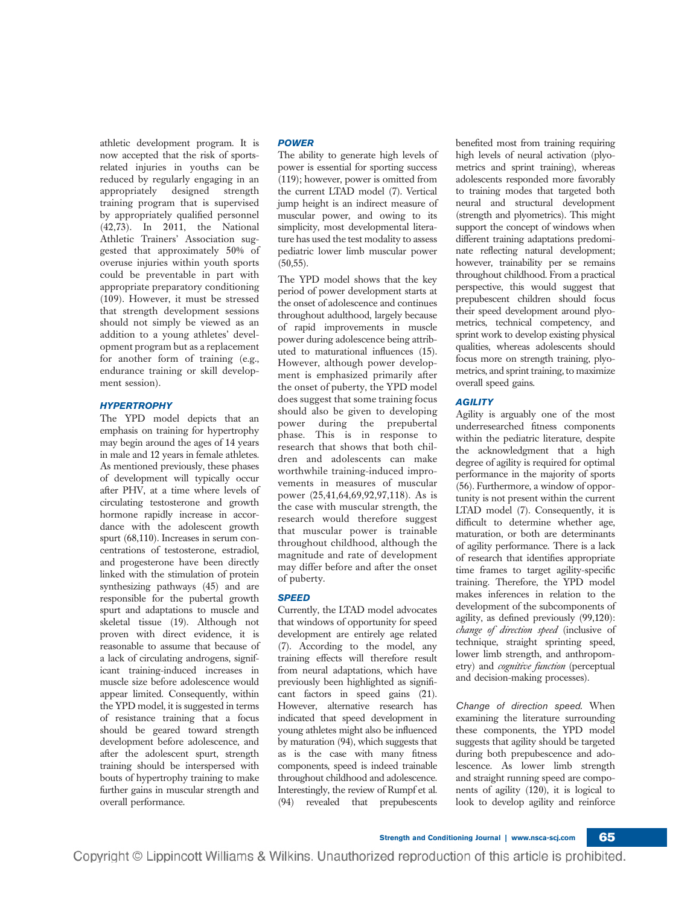athletic development program. It is now accepted that the risk of sports-related injuries in youths can be reduced by regularly engaging in an appropriately designed strength training program that is supervised by appropriately qualified personnel (42,73). In 2011, the National Athletic Trainers' Association suggested that approximately 50% of overuse injuries within youth sports could be preventable in part with appropriate preparatory conditioning (109). However, it must be stressed that strength development sessions should not simply be viewed as an addition to a young athletes' development program but as a replacement for another form of training (e.g., endurance training or skill development session).

### HYPERTROPHY

The YPD model depicts that an emphasis on training for hypertrophy may begin around the ages of 14 years in male and 12 years in female athletes. As mentioned previously, these phases of development will typically occur after PHV, at a time where levels of circulating testosterone and growth hormone rapidly increase in accordance with the adolescent growth spurt (68,110). Increases in serum concentrations of testosterone, estradiol, and progesterone have been directly linked with the stimulation of protein synthesizing pathways (45) and are responsible for the pubertal growth spurt and adaptations to muscle and skeletal tissue (19). Although not proven with direct evidence, it is reasonable to assume that because of a lack of circulating androgens, significant training-induced increases in muscle size before adolescence would appear limited. Consequently, within the YPD model, it is suggested in terms of resistance training that a focus should be geared toward strength development before adolescence, and after the adolescent spurt, strength training should be interspersed with bouts of hypertrophy training to make further gains in muscular strength and overall performance.

### POWER

The ability to generate high levels of power is essential for sporting success (119); however, power is omitted from the current LTAD model (7). Vertical jump height is an indirect measure of muscular power, and owing to its simplicity, most developmental literature has used the test modality to assess pediatric lower limb muscular power (50,55).

The YPD model shows that the key period of power development starts at the onset of adolescence and continues throughout adulthood, largely because of rapid improvements in muscle power during adolescence being attributed to maturational influences (15). However, although power development is emphasized primarily after the onset of puberty, the YPD model does suggest that some training focus should also be given to developing power during the prepubertal phase. This is in response to research that shows that both children and adolescents can make worthwhile training-induced improvements in measures of muscular power (25,41,64,69,92,97,118). As is the case with muscular strength, the research would therefore suggest that muscular power is trainable throughout childhood, although the magnitude and rate of development may differ before and after the onset of puberty.

### SPEED

Currently, the LTAD model advocates that windows of opportunity for speed development are entirely age related (7). According to the model, any training effects will therefore result from neural adaptations, which have previously been highlighted as significant factors in speed gains (21). However, alternative research has indicated that speed development in young athletes might also be influenced by maturation (94), which suggests that as is the case with many fitness components, speed is indeed trainable throughout childhood and adolescence. Interestingly, the review of Rumpf et al. (94) revealed that prepubescents benefited most from training requiring high levels of neural activation (plyometrics and sprint training), whereas adolescents responded more favorably to training modes that targeted both neural and structural development (strength and plyometrics). This might support the concept of windows when different training adaptations predominate reflecting natural development; however, trainability per se remains throughout childhood. From a practical perspective, this would suggest that prepubescent children should focus their speed development around plyometrics, technical competency, and sprint work to develop existing physical qualities, whereas adolescents should focus more on strength training, plyometrics, and sprint training, to maximize overall speed gains.

### AGILITY

Agility is arguably one of the most underresearched fitness components within the pediatric literature, despite the acknowledgment that a high degree of agility is required for optimal performance in the majority of sports (56). Furthermore, a window of opportunity is not present within the current LTAD model (7). Consequently, it is difficult to determine whether age, maturation, or both are determinants of agility performance. There is a lack of research that identifies appropriate time frames to target agility-specific training. Therefore, the YPD model makes inferences in relation to the development of the subcomponents of agility, as defined previously (99,120): *change of direction speed* (inclusive of technique, straight sprinting speed, lower limb strength, and anthropometry) and *cognitive function* (perceptual and decision-making processes).

*Change of direction speed.* When examining the literature surrounding these components, the YPD model suggests that agility should be targeted during both prepubescence and adolescence. As lower limb strength and straight running speed are components of agility (120), it is logical to look to develop agility and reinforce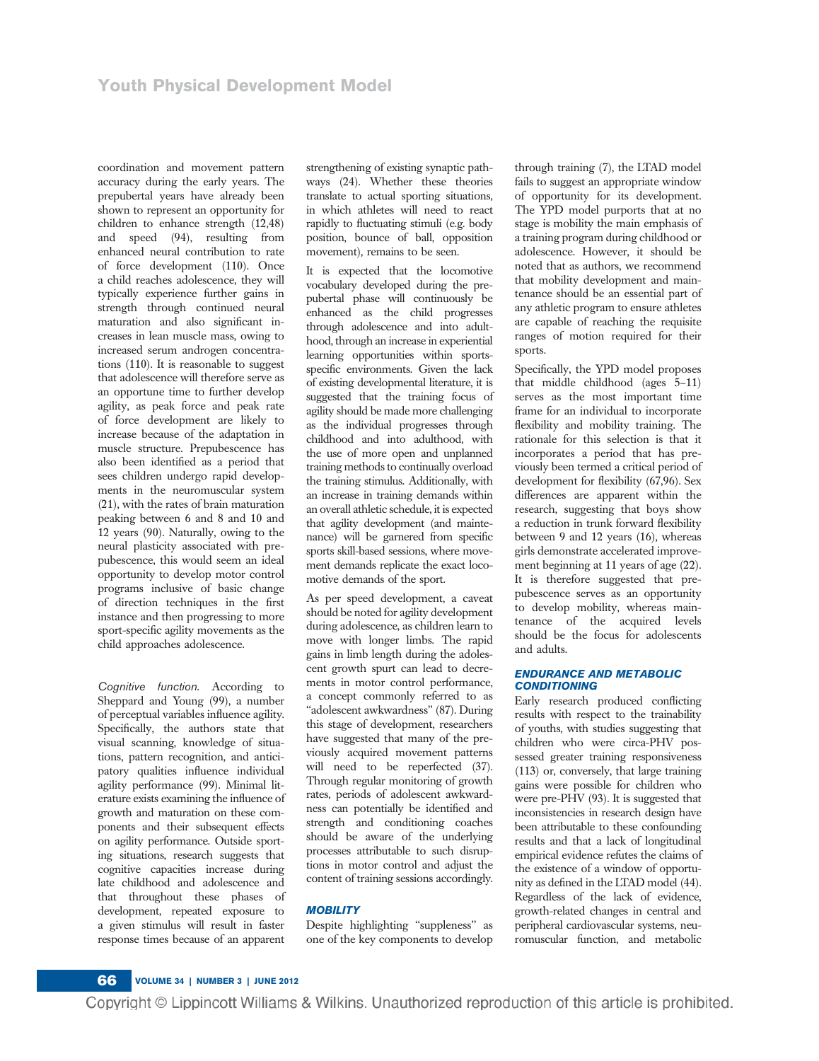coordination and movement pattern accuracy during the early years. The prepubertal years have already been shown to represent an opportunity for children to enhance strength (12,48) and speed (94), resulting from enhanced neural contribution to rate of force development (110). Once a child reaches adolescence, they will typically experience further gains in strength through continued neural maturation and also significant increases in lean muscle mass, owing to increased serum androgen concentrations (110). It is reasonable to suggest that adolescence will therefore serve as an opportune time to further develop agility, as peak force and peak rate of force development are likely to increase because of the adaptation in muscle structure. Prepubescence has also been identified as a period that sees children undergo rapid developments in the neuromuscular system (21), with the rates of brain maturation peaking between 6 and 8 and 10 and 12 years (90). Naturally, owing to the neural plasticity associated with prepubescence, this would seem an ideal opportunity to develop motor control programs inclusive of basic change of direction techniques in the first instance and then progressing to more sport-specific agility movements as the child approaches adolescence.

*Cognitive function.* According to Sheppard and Young (99), a number of perceptual variables influence agility. Specifically, the authors state that visual scanning, knowledge of situations, pattern recognition, and anticipatory qualities influence individual agility performance (99). Minimal literature exists examining the influence of growth and maturation on these components and their subsequent effects on agility performance. Outside sporting situations, research suggests that cognitive capacities increase during late childhood and adolescence and that throughout these phases of development, repeated exposure to a given stimulus will result in faster response times because of an apparent strengthening of existing synaptic pathways (24). Whether these theories translate to actual sporting situations, in which athletes will need to react rapidly to fluctuating stimuli (e.g. body position, bounce of ball, opposition movement), remains to be seen.

It is expected that the locomotive vocabulary developed during the prepubertal phase will continuously be enhanced as the child progresses through adolescence and into adulthood, through an increase in experiential learning opportunities within sports-specific environments. Given the lack of existing developmental literature, it is suggested that the training focus of agility should be made more challenging as the individual progresses through childhood and into adulthood, with the use of more open and unplanned training methods to continually overload the training stimulus. Additionally, with an increase in training demands within an overall athletic schedule, it is expected that agility development (and maintenance) will be garnered from specific sports skill-based sessions, where movement demands replicate the exact locomotive demands of the sport.

As per speed development, a caveat should be noted for agility development during adolescence, as children learn to move with longer limbs. The rapid gains in limb length during the adolescent growth spurt can lead to decrements in motor control performance, a concept commonly referred to as "adolescent awkwardness" (87). During this stage of development, researchers have suggested that many of the previously acquired movement patterns will need to be reperfected (37). Through regular monitoring of growth rates, periods of adolescent awkwardness can potentially be identified and strength and conditioning coaches should be aware of the underlying processes attributable to such disruptions in motor control and adjust the content of training sessions accordingly.

### MOBILITY

Despite highlighting "suppleness" as one of the key components to develop through training (7), the LTAD model fails to suggest an appropriate window of opportunity for its development. The YPD model purports that at no stage is mobility the main emphasis of a training program during childhood or adolescence. However, it should be noted that as authors, we recommend that mobility development and maintenance should be an essential part of any athletic program to ensure athletes are capable of reaching the requisite ranges of motion required for their sports.

Specifically, the YPD model proposes that middle childhood (ages 5–11) serves as the most important time frame for an individual to incorporate flexibility and mobility training. The rationale for this selection is that it incorporates a period that has previously been termed a critical period of development for flexibility (67,96). Sex differences are apparent within the research, suggesting that boys show a reduction in trunk forward flexibility between 9 and 12 years (16), whereas girls demonstrate accelerated improvement beginning at 11 years of age (22). It is therefore suggested that prepubescence serves as an opportunity to develop mobility, whereas maintenance of the acquired levels should be the focus for adolescents and adults.

### ENDURANCE AND METABOLIC CONDITIONING

Early research produced conflicting results with respect to the trainability of youths, with studies suggesting that children who were circa-PHV possessed greater training responsiveness (113) or, conversely, that large training gains were possible for children who were pre-PHV (93). It is suggested that inconsistencies in research design have been attributable to these confounding results and that a lack of longitudinal empirical evidence refutes the claims of the existence of a window of opportunity as defined in the LTAD model (44). Regardless of the lack of evidence, growth-related changes in central and peripheral cardiovascular systems, neuromuscular function, and metabolic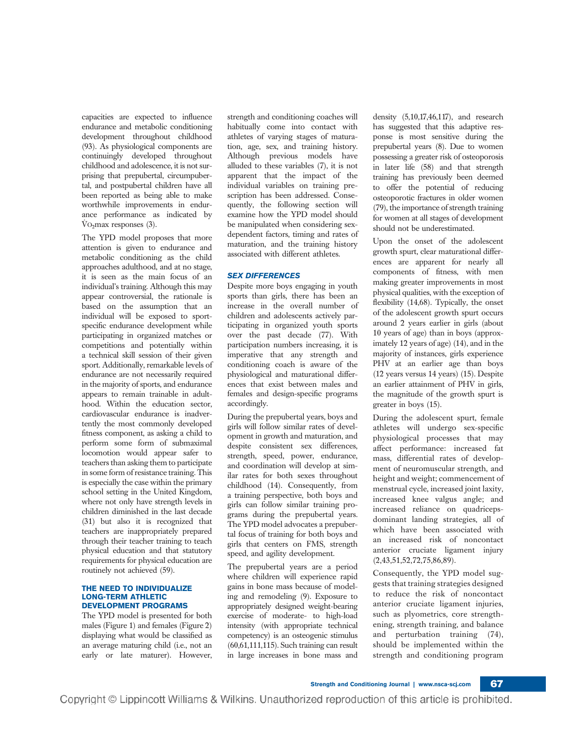capacities are expected to influence endurance and metabolic conditioning development throughout childhood (93). As physiological components are continuingly developed throughout childhood and adolescence, it is not surprising that prepubertal, circumpubertal, and postpubertal children have all been reported as being able to make worthwhile improvements in endurance performance as indicated by $\dot{V}O_2$max responses (3).

The YPD model proposes that more attention is given to endurance and metabolic conditioning as the child approaches adulthood, and at no stage, it is seen as the main focus of an individual's training. Although this may appear controversial, the rationale is based on the assumption that an individual will be exposed to sport-specific endurance development while participating in organized matches or competitions and potentially within a technical skill session of their given sport. Additionally, remarkable levels of endurance are not necessarily required in the majority of sports, and endurance appears to remain trainable in adulthood. Within the education sector, cardiovascular endurance is inadvertently the most commonly developed fitness component, as asking a child to perform some form of submaximal locomotion would appear safer to teachers than asking them to participate in some form of resistance training. This is especially the case within the primary school setting in the United Kingdom, where not only have strength levels in children diminished in the last decade (31) but also it is recognized that teachers are inappropriately prepared through their teacher training to teach physical education and that statutory requirements for physical education are routinely not achieved (59).

## THE NEED TO INDIVIDUALIZE LONG-TERM ATHLETIC DEVELOPMENT PROGRAMS

The YPD model is presented for both males (Figure 1) and females (Figure 2) displaying what would be classified as an average maturing child (i.e., not an early or late maturer). However, strength and conditioning coaches will habitually come into contact with athletes of varying stages of maturation, age, sex, and training history. Although previous models have alluded to these variables (7), it is not apparent that the impact of the individual variables on training prescription has been addressed. Consequently, the following section will examine how the YPD model should be manipulated when considering sex-dependent factors, timing and rates of maturation, and the training history associated with different athletes.

### *SEX DIFFERENCES*

Despite more boys engaging in youth sports than girls, there has been an increase in the overall number of children and adolescents actively participating in organized youth sports over the past decade (77). With participation numbers increasing, it is imperative that any strength and conditioning coach is aware of the physiological and maturational differences that exist between males and females and design-specific programs accordingly.

During the prepubertal years, boys and girls will follow similar rates of development in growth and maturation, and despite consistent sex differences, strength, speed, power, endurance, and coordination will develop at similar rates for both sexes throughout childhood (14). Consequently, from a training perspective, both boys and girls can follow similar training programs during the prepubertal years. The YPD model advocates a prepubertal focus of training for both boys and girls that centers on FMS, strength speed, and agility development.

The prepubertal years are a period where children will experience rapid gains in bone mass because of modeling and remodeling (9). Exposure to appropriately designed weight-bearing exercise of moderate- to high-load intensity (with appropriate technical competency) is an osteogenic stimulus (60,61,111,115). Such training can result in large increases in bone mass and density (5,10,17,46,117), and research has suggested that this adaptive response is most sensitive during the prepubertal years (8). Due to women possessing a greater risk of osteoporosis in later life (58) and that strength training has previously been deemed to offer the potential of reducing osteoporotic fractures in older women (79), the importance of strength training for women at all stages of development should not be underestimated.

Upon the onset of the adolescent growth spurt, clear maturational differences are apparent for nearly all components of fitness, with men making greater improvements in most physical qualities, with the exception of flexibility (14,68). Typically, the onset of the adolescent growth spurt occurs around 2 years earlier in girls (about 10 years of age) than in boys (approximately 12 years of age) (14), and in the majority of instances, girls experience PHV at an earlier age than boys (12 years versus 14 years) (15). Despite an earlier attainment of PHV in girls, the magnitude of the growth spurt is greater in boys (15).

During the adolescent spurt, female athletes will undergo sex-specific physiological processes that may affect performance: increased fat mass, differential rates of development of neuromuscular strength, and height and weight; commencement of menstrual cycle, increased joint laxity, increased knee valgus angle; and increased reliance on quadriceps-dominant landing strategies, all of which have been associated with an increased risk of noncontact anterior cruciate ligament injury (2,43,51,52,72,75,86,89).

Consequently, the YPD model suggests that training strategies designed to reduce the risk of noncontact anterior cruciate ligament injuries, such as plyometrics, core strengthening, strength training, and balance and perturbation training (74), should be implemented within the strength and conditioning program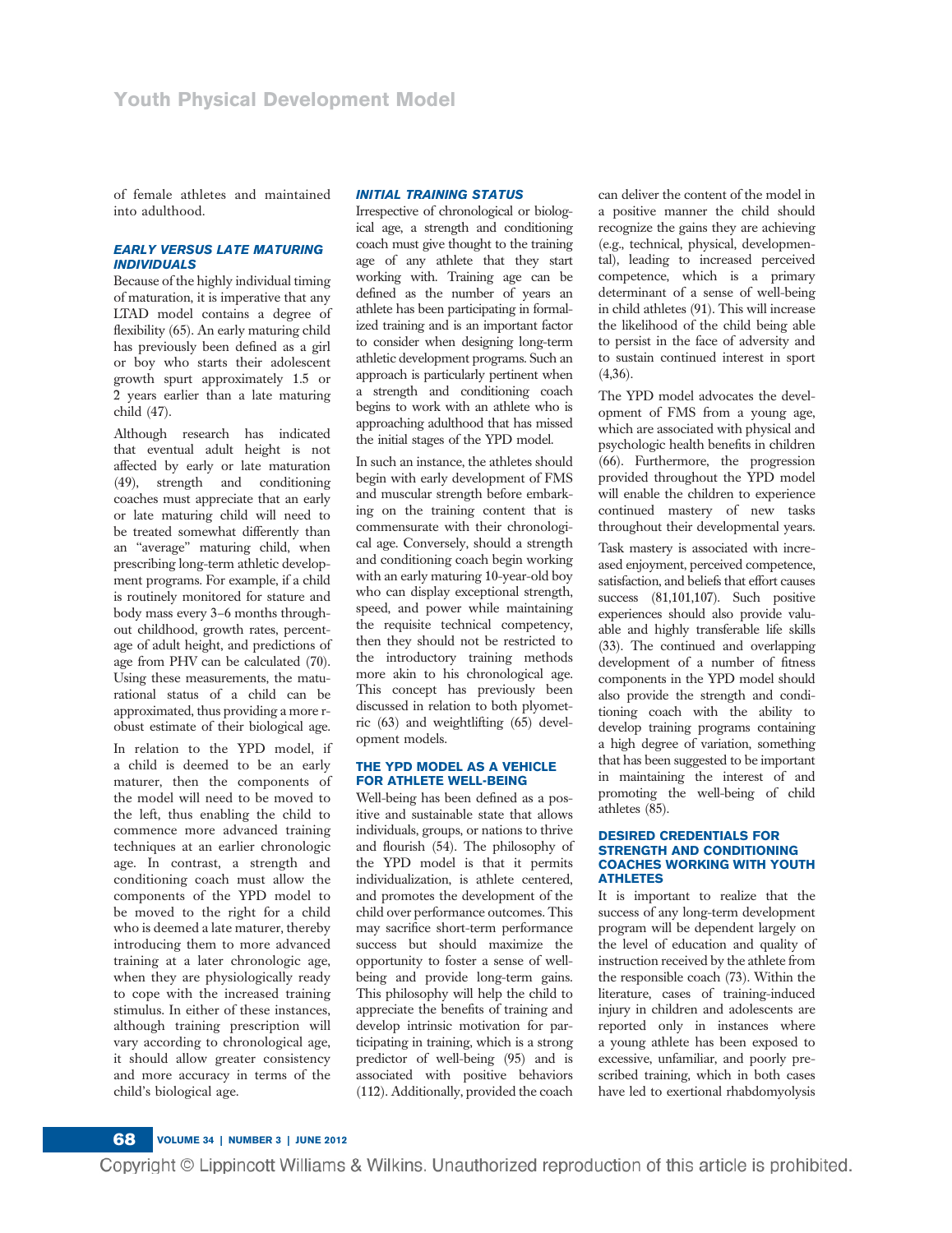of female athletes and maintained into adulthood.

### *EARLY VERSUS LATE MATURING INDIVIDUALS*

Because of the highly individual timing of maturation, it is imperative that any LTAD model contains a degree of flexibility (65). An early maturing child has previously been defined as a girl or boy who starts their adolescent growth spurt approximately 1.5 or 2 years earlier than a late maturing child (47).

Although research has indicated that eventual adult height is not affected by early or late maturation (49), strength and conditioning coaches must appreciate that an early or late maturing child will need to be treated somewhat differently than an "average" maturing child, when prescribing long-term athletic development programs. For example, if a child is routinely monitored for stature and body mass every 3–6 months throughout childhood, growth rates, percentage of adult height, and predictions of age from PHV can be calculated (70). Using these measurements, the maturational status of a child can be approximated, thus providing a more robust estimate of their biological age.

In relation to the YPD model, if a child is deemed to be an early maturer, then the components of the model will need to be moved to the left, thus enabling the child to commence more advanced training techniques at an earlier chronologic age. In contrast, a strength and conditioning coach must allow the components of the YPD model to be moved to the right for a child who is deemed a late maturer, thereby introducing them to more advanced training at a later chronologic age, when they are physiologically ready to cope with the increased training stimulus. In either of these instances, although training prescription will vary according to chronological age, it should allow greater consistency and more accuracy in terms of the child's biological age.

### *INITIAL TRAINING STATUS*

Irrespective of chronological or biological age, a strength and conditioning coach must give thought to the training age of any athlete that they start working with. Training age can be defined as the number of years an athlete has been participating in formalized training and is an important factor to consider when designing long-term athletic development programs. Such an approach is particularly pertinent when a strength and conditioning coach begins to work with an athlete who is approaching adulthood that has missed the initial stages of the YPD model.

In such an instance, the athletes should begin with early development of FMS and muscular strength before embarking on the training content that is commensurate with their chronological age. Conversely, should a strength and conditioning coach begin working with an early maturing 10-year-old boy who can display exceptional strength, speed, and power while maintaining the requisite technical competency, then they should not be restricted to the introductory training methods more akin to his chronological age. This concept has previously been discussed in relation to both plyometric (63) and weightlifting (65) development models.

## THE YPD MODEL AS A VEHICLE FOR ATHLETE WELL-BEING

Well-being has been defined as a positive and sustainable state that allows individuals, groups, or nations to thrive and flourish (54). The philosophy of the YPD model is that it permits individualization, is athlete centered, and promotes the development of the child over performance outcomes. This may sacrifice short-term performance success but should maximize the opportunity to foster a sense of well-being and provide long-term gains. This philosophy will help the child to appreciate the benefits of training and develop intrinsic motivation for participating in training, which is a strong predictor of well-being (95) and is associated with positive behaviors (112). Additionally, provided the coach can deliver the content of the model in a positive manner the child should recognize the gains they are achieving (e.g., technical, physical, developmental), leading to increased perceived competence, which is a primary determinant of a sense of well-being in child athletes (91). This will increase the likelihood of the child being able to persist in the face of adversity and to sustain continued interest in sport (4,36).

The YPD model advocates the development of FMS from a young age, which are associated with physical and psychologic health benefits in children (66). Furthermore, the progression provided throughout the YPD model will enable the children to experience continued mastery of new tasks throughout their developmental years.

Task mastery is associated with increased enjoyment, perceived competence, satisfaction, and beliefs that effort causes success (81,101,107). Such positive experiences should also provide valuable and highly transferable life skills (33). The continued and overlapping development of a number of fitness components in the YPD model should also provide the strength and conditioning coach with the ability to develop training programs containing a high degree of variation, something that has been suggested to be important in maintaining the interest of and promoting the well-being of child athletes (85).

## DESIRED CREDENTIALS FOR STRENGTH AND CONDITIONING COACHES WORKING WITH YOUTH ATHLETES

It is important to realize that the success of any long-term development program will be dependent largely on the level of education and quality of instruction received by the athlete from the responsible coach (73). Within the literature, cases of training-induced injury in children and adolescents are reported only in instances where a young athlete has been exposed to excessive, unfamiliar, and poorly prescribed training, which in both cases have led to exertional rhabdomyolysis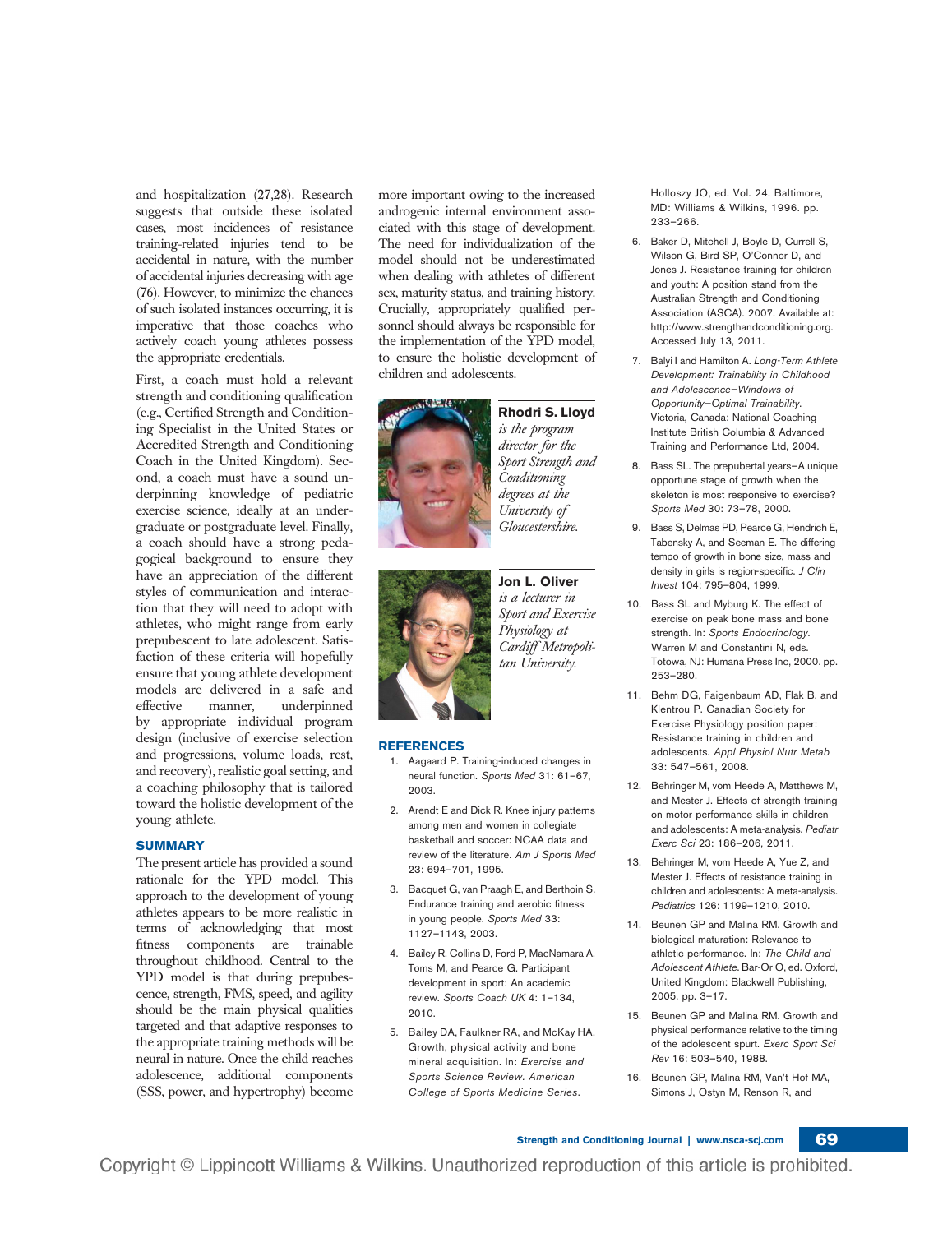and hospitalization (27,28). Research suggests that outside these isolated cases, most incidences of resistance training-related injuries tend to be accidental in nature, with the number of accidental injuries decreasing with age (76). However, to minimize the chances of such isolated instances occurring, it is imperative that those coaches who actively coach young athletes possess the appropriate credentials.

First, a coach must hold a relevant strength and conditioning qualification (e.g., Certified Strength and Conditioning Specialist in the United States or Accredited Strength and Conditioning Coach in the United Kingdom). Second, a coach must have a sound underpinning knowledge of pediatric exercise science, ideally at an undergraduate or postgraduate level. Finally, a coach should have a strong pedagogical background to ensure they have an appreciation of the different styles of communication and interaction that they will need to adopt with athletes, who might range from early prepubescent to late adolescent. Satisfaction of these criteria will hopefully ensure that young athlete development models are delivered in a safe and effective manner, underpinned by appropriate individual program design (inclusive of exercise selection and progressions, volume loads, rest, and recovery), realistic goal setting, and a coaching philosophy that is tailored toward the holistic development of the young athlete.

## SUMMARY

The present article has provided a sound rationale for the YPD model. This approach to the development of young athletes appears to be more realistic in terms of acknowledging that most fitness components are trainable throughout childhood. Central to the YPD model is that during prepubescence, strength, FMS, speed, and agility should be the main physical qualities targeted and that adaptive responses to the appropriate training methods will be neural in nature. Once the child reaches adolescence, additional components (SSS, power, and hypertrophy) become more important owing to the increased androgenic internal environment associated with this stage of development. The need for individualization of the model should not be underestimated when dealing with athletes of different sex, maturity status, and training history. Crucially, appropriately qualified personnel should always be responsible for the implementation of the YPD model, to ensure the holistic development of children and adolescents.

**Rhodri S. Lloyd** *is the program director for the Sport Strength and Conditioning degrees at the University of Gloucestershire.*

**Jon L. Oliver** *is a lecturer in Sport and Exercise Physiology at Cardiff Metropolitan University.*

## REFERENCES

1. Aagaard P. Training-induced changes in neural function. *Sports Med* 31: 61–67, 2003.
2. Arendt E and Dick R. Knee injury patterns among men and women in collegiate basketball and soccer: NCAA data and review of the literature. *Am J Sports Med* 23: 694–701, 1995.
3. Bacquet G, van Praagh E, and Berthoin S. Endurance training and aerobic fitness in young people. *Sports Med* 33: 1127–1143, 2003.
4. Bailey R, Collins D, Ford P, MacNamara A, Toms M, and Pearce G. Participant development in sport: An academic review. *Sports Coach UK* 4: 1–134, 2010.
5. Bailey DA, Faulkner RA, and McKay HA. Growth, physical activity and bone mineral acquisition. In: *Exercise and Sports Science Review. American College of Sports Medicine Series.* Holloszy JO, ed. Vol. 24. Baltimore, MD: Williams & Wilkins, 1996. pp. 233–266.
6. Baker D, Mitchell J, Boyle D, Currell S, Wilson G, Bird SP, O'Connor D, and Jones J. Resistance training for children and youth: A position stand from the Australian Strength and Conditioning Association (ASCA). 2007. Available at: http://www.strengthandconditioning.org. Accessed July 13, 2011.
7. Balyi I and Hamilton A. *Long-Term Athlete Development: Trainability in Childhood and Adolescence—Windows of Opportunity—Optimal Trainability.* Victoria, Canada: National Coaching Institute British Columbia & Advanced Training and Performance Ltd, 2004.
8. Bass SL. The prepubertal years—A unique opportune stage of growth when the skeleton is most responsive to exercise? *Sports Med* 30: 73–78, 2000.
9. Bass S, Delmas PD, Pearce G, Hendrich E, Tabensky A, and Seeman E. The differing tempo of growth in bone size, mass and density in girls is region-specific. *J Clin Invest* 104: 795–804, 1999.
10. Bass SL and Myburg K. The effect of exercise on peak bone mass and bone strength. In: *Sports Endocrinology.* Warren M and Constantini N, eds. Totowa, NJ: Humana Press Inc, 2000. pp. 253–280.
11. Behm DG, Faigenbaum AD, Flak B, and Klentrou P. Canadian Society for Exercise Physiology position paper: Resistance training in children and adolescents. *Appl Physiol Nutr Metab* 33: 547–561, 2008.
12. Behringer M, vom Heede A, Matthews M, and Mester J. Effects of strength training on motor performance skills in children and adolescents: A meta-analysis. *Pediatr Exerc Sci* 23: 186–206, 2011.
13. Behringer M, vom Heede A, Yue Z, and Mester J. Effects of resistance training in children and adolescents: A meta-analysis. *Pediatrics* 126: 1199–1210, 2010.
14. Beunen GP and Malina RM. Growth and biological maturation: Relevance to athletic performance. In: *The Child and Adolescent Athlete.* Bar-Or O, ed. Oxford, United Kingdom: Blackwell Publishing, 2005. pp. 3–17.
15. Beunen GP and Malina RM. Growth and physical performance relative to the timing of the adolescent spurt. *Exerc Sport Sci Rev* 16: 503–540, 1988.
16. Beunen GP, Malina RM, Van't Hof MA, Simons J, Ostyn M, Renson R, and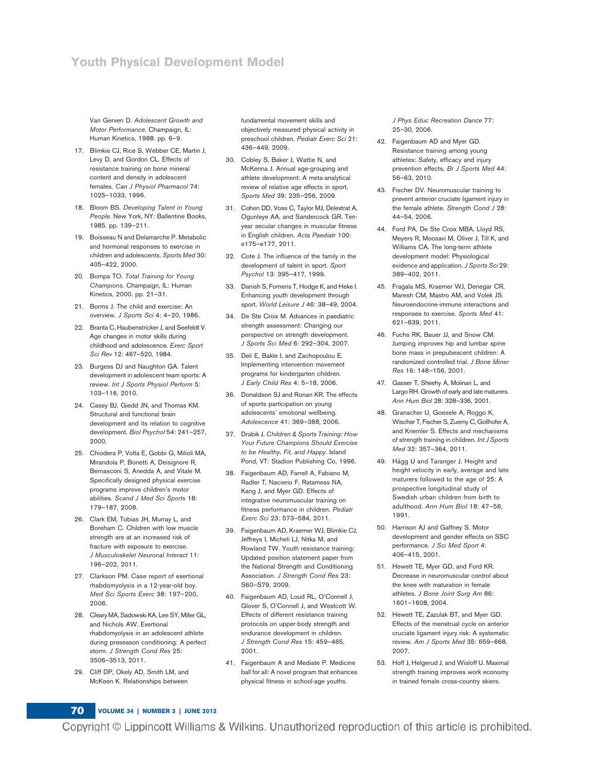Van Gerven D. *Adolescent Growth and Motor Performance*. Champaign, IL: Human Kinetics, 1988. pp. 6–9.

17. Blimkie CJ, Rice S, Webber CE, Martin J, Levy D, and Gordon CL. Effects of resistance training on bone mineral content and density in adolescent females. *Can J Physiol Pharmacol* 74: 1025–1033, 1996.

18. Bloom BS. *Developing Talent in Young People*. New York, NY: Ballentine Books, 1985. pp. 139–211.

19. Boisseau N and Delamarche P. Metabolic and hormonal responses to exercise in children and adolescents. *Sports Med* 30: 405–422, 2000.

20. Bompa TO. *Total Training for Young Champions*. Champaign, IL: Human Kinetics, 2000. pp. 21–31.

21. Borms J. The child and exercise: An overview. *J Sports Sci* 4: 4–20, 1986.

22. Branta C, Haubenstricker J, and Seefeldt V. Age changes in motor skills during childhood and adolescence. *Exerc Sport Sci Rev* 12: 467–520, 1984.

23. Burgess DJ and Naughton GA. Talent development in adolescent team sports: A review. *Int J Sports Physiol Perform* 5: 103–116, 2010.

24. Casey BJ, Giedd JN, and Thomas KM. Structural and functional brain development and its relation to cognitive development. *Biol Psychol* 54: 241–257, 2000.

25. Chiodera P, Volta E, Gobbi G, Milioli MA, Mirandola P, Bonetti A, Delsignore R, Bernasconi S, Anedda A, and Vitale M. Specifically designed physical exercise programs improve children's motor abilities. *Scand J Med Sci Sports* 18: 179–187, 2008.

26. Clark EM, Tobias JH, Murray L, and Boreham C. Children with low muscle strength are at an increased risk of fracture with exposure to exercise. *J Musculoskelet Neuronal Interact* 11: 196–202, 2011.

27. Clarkson PM. Case report of exertional rhabdomyolysis in a 12-year-old boy. *Med Sci Sports Exerc* 38: 197–200, 2006.

28. Cleary MA, Sadowski KA, Lee SY, Miller GL, and Nichols AW. Exertional rhabdomyolysis in an adolescent athlete during preseason conditioning: A perfect storm. *J Strength Cond Res* 25: 3506–3513, 2011.

29. Cliff DP, Okely AD, Smith LM, and McKeen K. Relationships between fundamental movement skills and objectively measured physical activity in preschool children. *Pediatr Exerc Sci* 21: 436–449, 2009.

30. Cobley S, Baker J, Wattie N, and McKenna J. Annual age-grouping and athlete development: A meta-analytical review of relative age effects in sport. *Sports Med* 39: 235–256, 2009.

31. Cohen DD, Voss C, Taylor MJ, Delextrat A, Ogunleye AA, and Sandercock GR. Ten-year secular changes in muscular fitness in English children. *Acta Paediatr* 100: e175–e177, 2011.

32. Cote J. The influence of the family in the development of talent in sport. *Sport Psychol* 13: 395–417, 1999.

33. Danish S, Forneris T, Hodge K, and Heke I. Enhancing youth development through sport. *World Leisure J* 46: 38–49, 2004.

34. De Ste Croix M. Advances in paediatric strength assessment: Changing our perspective on strength development. *J Sports Sci Med* 6: 292–304, 2007.

35. Deli E, Bakle I, and Zachopoulou E. Implementing intervention movement programs for kindergarten children. *J Early Child Res* 4: 5–18, 2006.

36. Donaldson SJ and Ronan KR. The effects of sports participation on young adolescents' emotional wellbeing. *Adolescence* 41: 369–388, 2006.

37. Drabik J. *Children & Sports Training: How Your Future Champions Should Exercise to be Healthy, Fit, and Happy*. Island Pond, VT: Stadion Publishing Co, 1996.

38. Faigenbaum AD, Farrell A, Fabiano M, Radler T, Nacierio F, Ratamess NA, Kang J, and Myer GD. Effects of integrative neuromuscular training on fitness performance in children. *Pediatr Exerc Sci* 23: 573–584, 2011.

39. Faigenbaum AD, Kraemer WJ, Blimkie CJ, Jeffreys I, Micheli LJ, Nitka M, and Rowland TW. Youth resistance training: Updated position statement paper from the National Strength and Conditioning Association. *J Strength Cond Res* 23: S60–S79, 2009.

40. Faigenbaum AD, Loud RL, O'Connell J, Glover S, O'Connell J, and Westcott W. Effects of different resistance training protocols on upper-body strength and endurance development in children. *J Strength Cond Res* 15: 459–465, 2001.

41. Faigenbaum A and Mediate P. Medicine ball for all: A novel program that enhances physical fitness in school-age youths. *J Phys Educ Recreation Dance* 77: 25–30, 2006.

42. Faigenbaum AD and Myer GD. Resistance training among young athletes: Safety, efficacy and injury prevention effects. *Br J Sports Med* 44: 56–63, 2010.

43. Fischer DV. Neuromuscular training to prevent anterior cruciate ligament injury in the female athlete. *Strength Cond J* 28: 44–54, 2006.

44. Ford PA, De Ste Croix MBA, Lloyd RS, Meyers R, Moosavi M, Oliver J, Till K, and Williams CA. The long-term athlete development model: Physiological evidence and application. *J Sports Sci* 29: 389–402, 2011.

45. Fragala MS, Kraemer WJ, Denegar CR, Maresh CM, Mastro AM, and Volek JS. Neuroendocrine-immune interactions and responses to exercise. *Sports Med* 41: 621–639, 2011.

46. Fuchs RK, Bauer JJ, and Snow CM. Jumping improves hip and lumbar spine bone mass in prepubescent children: A randomized controlled trial. *J Bone Miner Res* 16: 148–156, 2001.

47. Gasser T, Sheehy A, Molinari L, and Largo RH. Growth of early and late maturers. *Ann Hum Biol* 28: 328–336, 2001.

48. Granacher U, Goesele A, Roggo K, Wischer T, Fischer S, Zuerny C, Gollhofer A, and Kriemler S. Effects and mechanisms of strength training in children. *Int J Sports Med* 32: 357–364, 2011.

49. Hägg U and Taranger J. Height and height velocity in early, average and late maturers followed to the age of 25: A prospective longitudinal study of Swedish urban children from birth to adulthood. *Ann Hum Biol* 18: 47–56, 1991.

50. Harrison AJ and Gaffney S. Motor development and gender effects on SSC performance. *J Sci Med Sport* 4: 406–415, 2001.

51. Hewett TE, Myer GD, and Ford KR. Decrease in neuromuscular control about the knee with maturation in female athletes. *J Bone Joint Surg Am* 86: 1601–1608, 2004.

52. Hewett TE, Zazulak BT, and Myer GD. Effects of the menstrual cycle on anterior cruciate ligament injury risk: A systematic review. *Am J Sports Med* 35: 659–668, 2007.

53. Hoff J, Helgerud J, and Wisloff U. Maximal strength training improves work economy in trained female cross-country skiers.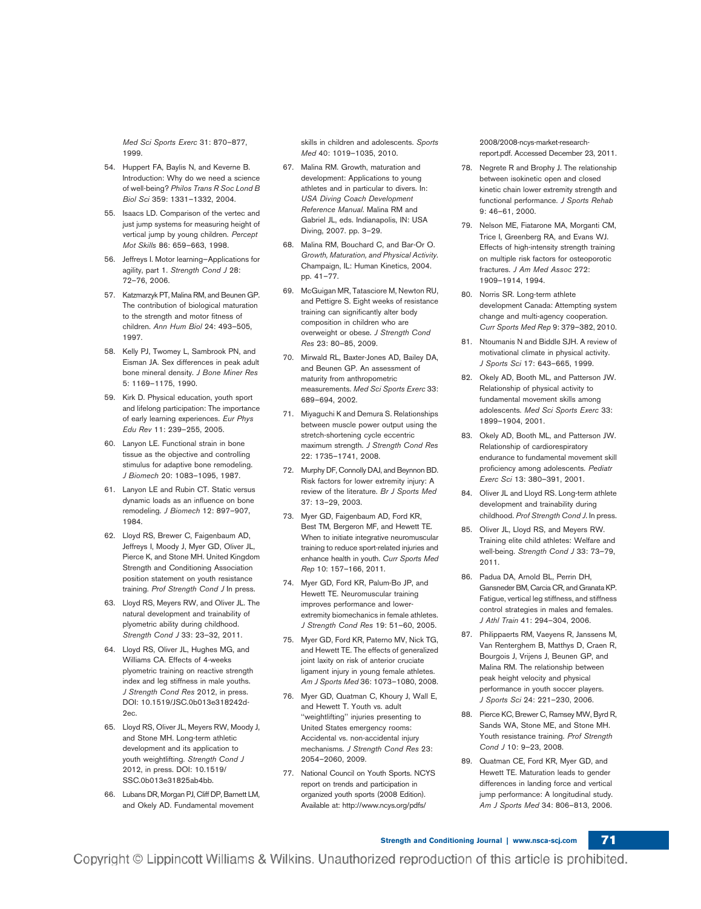*Med Sci Sports Exerc* 31: 870–877, 1999.

54. Huppert FA, Baylis N, and Keverne B. Introduction: Why do we need a science of well-being? *Philos Trans R Soc Lond B Biol Sci* 359: 1331–1332, 2004.

55. Isaacs LD. Comparison of the vertec and just jump systems for measuring height of vertical jump by young children. *Percept Mot Skills* 86: 659–663, 1998.

56. Jeffreys I. Motor learning–Applications for agility, part 1. *Strength Cond J* 28: 72–76, 2006.

57. Katzmarzyk PT, Malina RM, and Beunen GP. The contribution of biological maturation to the strength and motor fitness of children. *Ann Hum Biol* 24: 493–505, 1997.

58. Kelly PJ, Twomey L, Sambrook PN, and Eisman JA. Sex differences in peak adult bone mineral density. *J Bone Miner Res* 5: 1169–1175, 1990.

59. Kirk D. Physical education, youth sport and lifelong participation: The importance of early learning experiences. *Eur Phys Edu Rev* 11: 239–255, 2005.

60. Lanyon LE. Functional strain in bone tissue as the objective and controlling stimulus for adaptive bone remodeling. *J Biomech* 20: 1083–1095, 1987.

61. Lanyon LE and Rubin CT. Static versus dynamic loads as an influence on bone remodeling. *J Biomech* 12: 897–907, 1984.

62. Lloyd RS, Brewer C, Faigenbaum AD, Jeffreys I, Moody J, Myer GD, Oliver JL, Pierce K, and Stone MH. United Kingdom Strength and Conditioning Association position statement on youth resistance training. *Prof Strength Cond J* In press.

63. Lloyd RS, Meyers RW, and Oliver JL. The natural development and trainability of plyometric ability during childhood. *Strength Cond J* 33: 23–32, 2011.

64. Lloyd RS, Oliver JL, Hughes MG, and Williams CA. Effects of 4-weeks plyometric training on reactive strength index and leg stiffness in male youths. *J Strength Cond Res* 2012, in press. DOI: 10.1519/JSC.0b013e318242d2ec.

65. Lloyd RS, Oliver JL, Meyers RW, Moody J, and Stone MH. Long-term athletic development and its application to youth weightlifting. *Strength Cond J* 2012, in press. DOI: 10.1519/SSC.0b013e31825ab4bb.

66. Lubans DR, Morgan PJ, Cliff DP, Barnett LM, and Okely AD. Fundamental movement skills in children and adolescents. *Sports Med* 40: 1019–1035, 2010.

67. Malina RM. Growth, maturation and development: Applications to young athletes and in particular to divers. In: *USA Diving Coach Development Reference Manual*. Malina RM and Gabriel JL, eds. Indianapolis, IN: USA Diving, 2007. pp. 3–29.

68. Malina RM, Bouchard C, and Bar-Or O. *Growth, Maturation, and Physical Activity*. Champaign, IL: Human Kinetics, 2004. pp. 41–77.

69. McGuigan MR, Tatasciore M, Newton RU, and Pettigre S. Eight weeks of resistance training can significantly alter body composition in children who are overweight or obese. *J Strength Cond Res* 23: 80–85, 2009.

70. Mirwald RL, Baxter-Jones AD, Bailey DA, and Beunen GP. An assessment of maturity from anthropometric measurements. *Med Sci Sports Exerc* 33: 689–694, 2002.

71. Miyaguchi K and Demura S. Relationships between muscle power output using the stretch-shortening cycle eccentric maximum strength. *J Strength Cond Res* 22: 1735–1741, 2008.

72. Murphy DF, Connolly DAJ, and Beynnon BD. Risk factors for lower extremity injury: A review of the literature. *Br J Sports Med* 37: 13–29, 2003.

73. Myer GD, Faigenbaum AD, Ford KR, Best TM, Bergeron MF, and Hewett TE. When to initiate integrative neuromuscular training to reduce sport-related injuries and enhance health in youth. *Curr Sports Med Rep* 10: 157–166, 2011.

74. Myer GD, Ford KR, Palum-Bo JP, and Hewett TE. Neuromuscular training improves performance and lower-extremity biomechanics in female athletes. *J Strength Cond Res* 19: 51–60, 2005.

75. Myer GD, Ford KR, Paterno MV, Nick TG, and Hewett TE. The effects of generalized joint laxity on risk of anterior cruciate ligament injury in young female athletes. *Am J Sports Med* 36: 1073–1080, 2008.

76. Myer GD, Quatman C, Khoury J, Wall E, and Hewett T. Youth vs. adult "weightlifting" injuries presenting to United States emergency rooms: Accidental vs. non-accidental injury mechanisms. *J Strength Cond Res* 23: 2054–2060, 2009.

77. National Council on Youth Sports. NCYS report on trends and participation in organized youth sports (2008 Edition). Available at: http://www.ncys.org/pdfs/2008/2008-ncys-market-research-report.pdf. Accessed December 23, 2011.

78. Negrete R and Brophy J. The relationship between isokinetic open and closed kinetic chain lower extremity strength and functional performance. *J Sports Rehab* 9: 46–61, 2000.

79. Nelson ME, Fiatarone MA, Morganti CM, Trice I, Greenberg RA, and Evans WJ. Effects of high-intensity strength training on multiple risk factors for osteoporotic fractures. *J Am Med Assoc* 272: 1909–1914, 1994.

80. Norris SR. Long-term athlete development Canada: Attempting system change and multi-agency cooperation. *Curr Sports Med Rep* 9: 379–382, 2010.

81. Ntoumanis N and Biddle SJH. A review of motivational climate in physical activity. *J Sports Sci* 17: 643–665, 1999.

82. Okely AD, Booth ML, and Patterson JW. Relationship of physical activity to fundamental movement skills among adolescents. *Med Sci Sports Exerc* 33: 1899–1904, 2001.

83. Okely AD, Booth ML, and Patterson JW. Relationship of cardiorespiratory endurance to fundamental movement skill proficiency among adolescents. *Pediatr Exerc Sci* 13: 380–391, 2001.

84. Oliver JL and Lloyd RS. Long-term athlete development and trainability during childhood. *Prof Strength Cond J*. In press.

85. Oliver JL, Lloyd RS, and Meyers RW. Training elite child athletes: Welfare and well-being. *Strength Cond J* 33: 73–79, 2011.

86. Padua DA, Arnold BL, Perrin DH, Gansneder BM, Carcia CR, and Granata KP. Fatigue, vertical leg stiffness, and stiffness control strategies in males and females. *J Athl Train* 41: 294–304, 2006.

87. Philippaerts RM, Vaeyens R, Janssens M, Van Renterghem B, Matthys D, Craen R, Bourgois J, Vrijens J, Beunen GP, and Malina RM. The relationship between peak height velocity and physical performance in youth soccer players. *J Sports Sci* 24: 221–230, 2006.

88. Pierce KC, Brewer C, Ramsey MW, Byrd R, Sands WA, Stone ME, and Stone MH. Youth resistance training. *Prof Strength Cond J* 10: 9–23, 2008.

89. Quatman CE, Ford KR, Myer GD, and Hewett TE. Maturation leads to gender differences in landing force and vertical jump performance: A longitudinal study. *Am J Sports Med* 34: 806–813, 2006.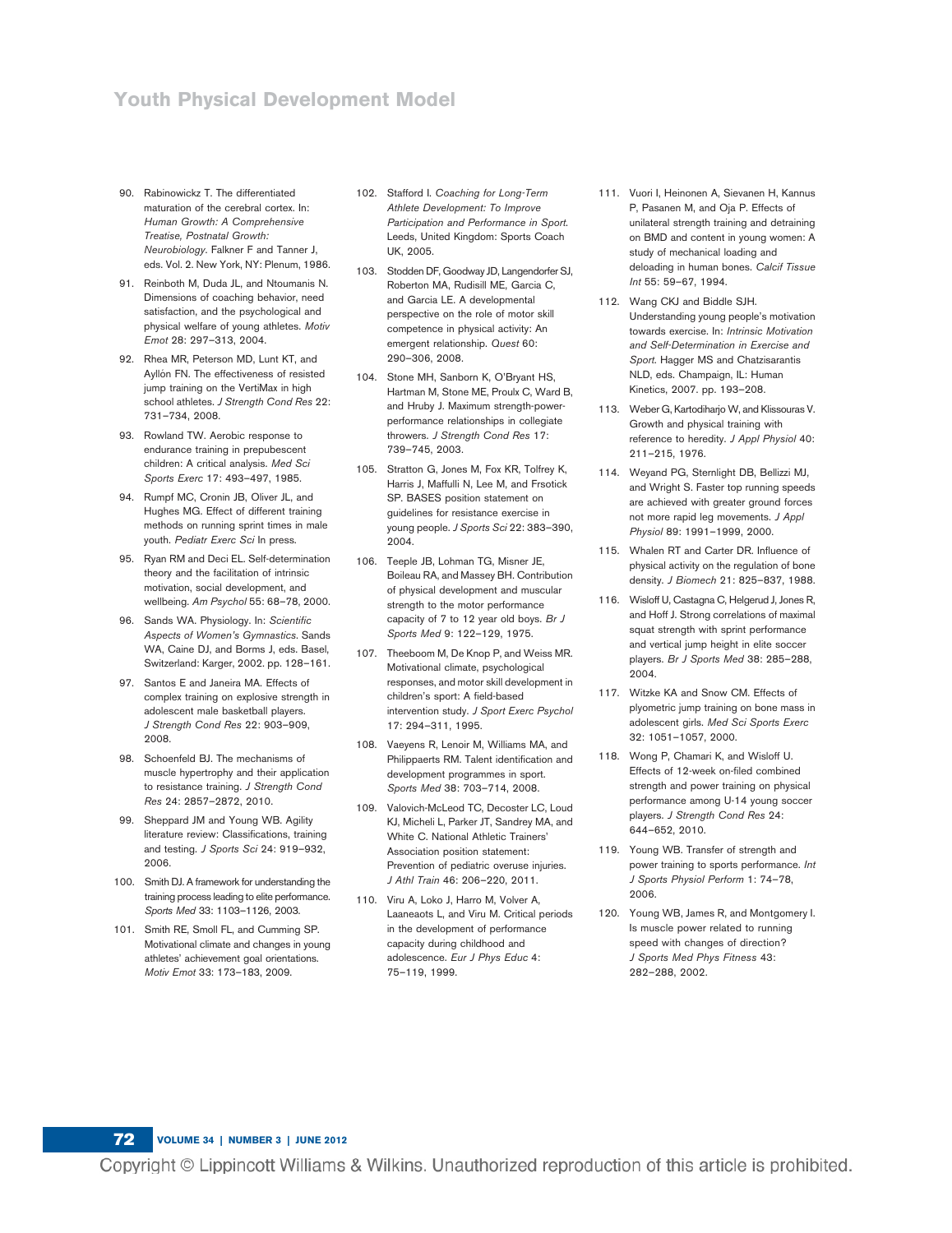90. Rabinowickz T. The differentiated maturation of the cerebral cortex. In: *Human Growth: A Comprehensive Treatise, Postnatal Growth: Neurobiology*. Falkner F and Tanner J, eds. Vol. 2. New York, NY: Plenum, 1986.

91. Reinboth M, Duda JL, and Ntoumanis N. Dimensions of coaching behavior, need satisfaction, and the psychological and physical welfare of young athletes. *Motiv Emot* 28: 297–313, 2004.

92. Rhea MR, Peterson MD, Lunt KT, and Ayllón FN. The effectiveness of resisted jump training on the VertiMax in high school athletes. *J Strength Cond Res* 22: 731–734, 2008.

93. Rowland TW. Aerobic response to endurance training in prepubescent children: A critical analysis. *Med Sci Sports Exerc* 17: 493–497, 1985.

94. Rumpf MC, Cronin JB, Oliver JL, and Hughes MG. Effect of different training methods on running sprint times in male youth. *Pediatr Exerc Sci* In press.

95. Ryan RM and Deci EL. Self-determination theory and the facilitation of intrinsic motivation, social development, and wellbeing. *Am Psychol* 55: 68–78, 2000.

96. Sands WA. Physiology. In: *Scientific Aspects of Women's Gymnastics*. Sands WA, Caine DJ, and Borms J, eds. Basel, Switzerland: Karger, 2002. pp. 128–161.

97. Santos E and Janeira MA. Effects of complex training on explosive strength in adolescent male basketball players. *J Strength Cond Res* 22: 903–909, 2008.

98. Schoenfeld BJ. The mechanisms of muscle hypertrophy and their application to resistance training. *J Strength Cond Res* 24: 2857–2872, 2010.

99. Sheppard JM and Young WB. Agility literature review: Classifications, training and testing. *J Sports Sci* 24: 919–932, 2006.

100. Smith DJ. A framework for understanding the training process leading to elite performance. *Sports Med* 33: 1103–1126, 2003.

101. Smith RE, Smoll FL, and Cumming SP. Motivational climate and changes in young athletes' achievement goal orientations. *Motiv Emot* 33: 173–183, 2009.

102. Stafford I. *Coaching for Long-Term Athlete Development: To Improve Participation and Performance in Sport*. Leeds, United Kingdom: Sports Coach UK, 2005.

103. Stodden DF, Goodway JD, Langendorfer SJ, Roberton MA, Rudisill ME, Garcia C, and Garcia LE. A developmental perspective on the role of motor skill competence in physical activity: An emergent relationship. *Quest* 60: 290–306, 2008.

104. Stone MH, Sanborn K, O'Bryant HS, Hartman M, Stone ME, Proulx C, Ward B, and Hruby J. Maximum strength-power-performance relationships in collegiate throwers. *J Strength Cond Res* 17: 739–745, 2003.

105. Stratton G, Jones M, Fox KR, Tolfrey K, Harris J, Maffulli N, Lee M, and Frsotick SP. BASES position statement on guidelines for resistance exercise in young people. *J Sports Sci* 22: 383–390, 2004.

106. Teeple JB, Lohman TG, Misner JE, Boileau RA, and Massey BH. Contribution of physical development and muscular strength to the motor performance capacity of 7 to 12 year old boys. *Br J Sports Med* 9: 122–129, 1975.

107. Theeboom M, De Knop P, and Weiss MR. Motivational climate, psychological responses, and motor skill development in children's sport: A field-based intervention study. *J Sport Exerc Psychol* 17: 294–311, 1995.

108. Vaeyens R, Lenoir M, Williams MA, and Philippaerts RM. Talent identification and development programmes in sport. *Sports Med* 38: 703–714, 2008.

109. Valovich-McLeod TC, Decoster LC, Loud KJ, Micheli L, Parker JT, Sandrey MA, and White C. National Athletic Trainers' Association position statement: Prevention of pediatric overuse injuries. *J Athl Train* 46: 206–220, 2011.

110. Viru A, Loko J, Harro M, Volver A, Laaneaots L, and Viru M. Critical periods in the development of performance capacity during childhood and adolescence. *Eur J Phys Educ* 4: 75–119, 1999.

111. Vuori I, Heinonen A, Sievanen H, Kannus P, Pasanen M, and Oja P. Effects of unilateral strength training and detraining on BMD and content in young women: A study of mechanical loading and deloading in human bones. *Calcif Tissue Int* 55: 59–67, 1994.

112. Wang CKJ and Biddle SJH. Understanding young people's motivation towards exercise. In: *Intrinsic Motivation and Self-Determination in Exercise and Sport*. Hagger MS and Chatzisarantis NLD, eds. Champaign, IL: Human Kinetics, 2007. pp. 193–208.

113. Weber G, Kartodiharjo W, and Klissouras V. Growth and physical training with reference to heredity. *J Appl Physiol* 40: 211–215, 1976.

114. Weyand PG, Sternlight DB, Bellizzi MJ, and Wright S. Faster top running speeds are achieved with greater ground forces not more rapid leg movements. *J Appl Physiol* 89: 1991–1999, 2000.

115. Whalen RT and Carter DR. Influence of physical activity on the regulation of bone density. *J Biomech* 21: 825–837, 1988.

116. Wisloff U, Castagna C, Helgerud J, Jones R, and Hoff J. Strong correlations of maximal squat strength with sprint performance and vertical jump height in elite soccer players. *Br J Sports Med* 38: 285–288, 2004.

117. Witzke KA and Snow CM. Effects of plyometric jump training on bone mass in adolescent girls. *Med Sci Sports Exerc* 32: 1051–1057, 2000.

118. Wong P, Chamari K, and Wisloff U. Effects of 12-week on-filed combined strength and power training on physical performance among U-14 young soccer players. *J Strength Cond Res* 24: 644–652, 2010.

119. Young WB. Transfer of strength and power training to sports performance. *Int J Sports Physiol Perform* 1: 74–78, 2006.

120. Young WB, James R, and Montgomery I. Is muscle power related to running speed with changes of direction? *J Sports Med Phys Fitness* 43: 282–288, 2002.

Copyright © Lippincott Williams & Wilkins. Unauthorized reproduction of this article is prohibited.